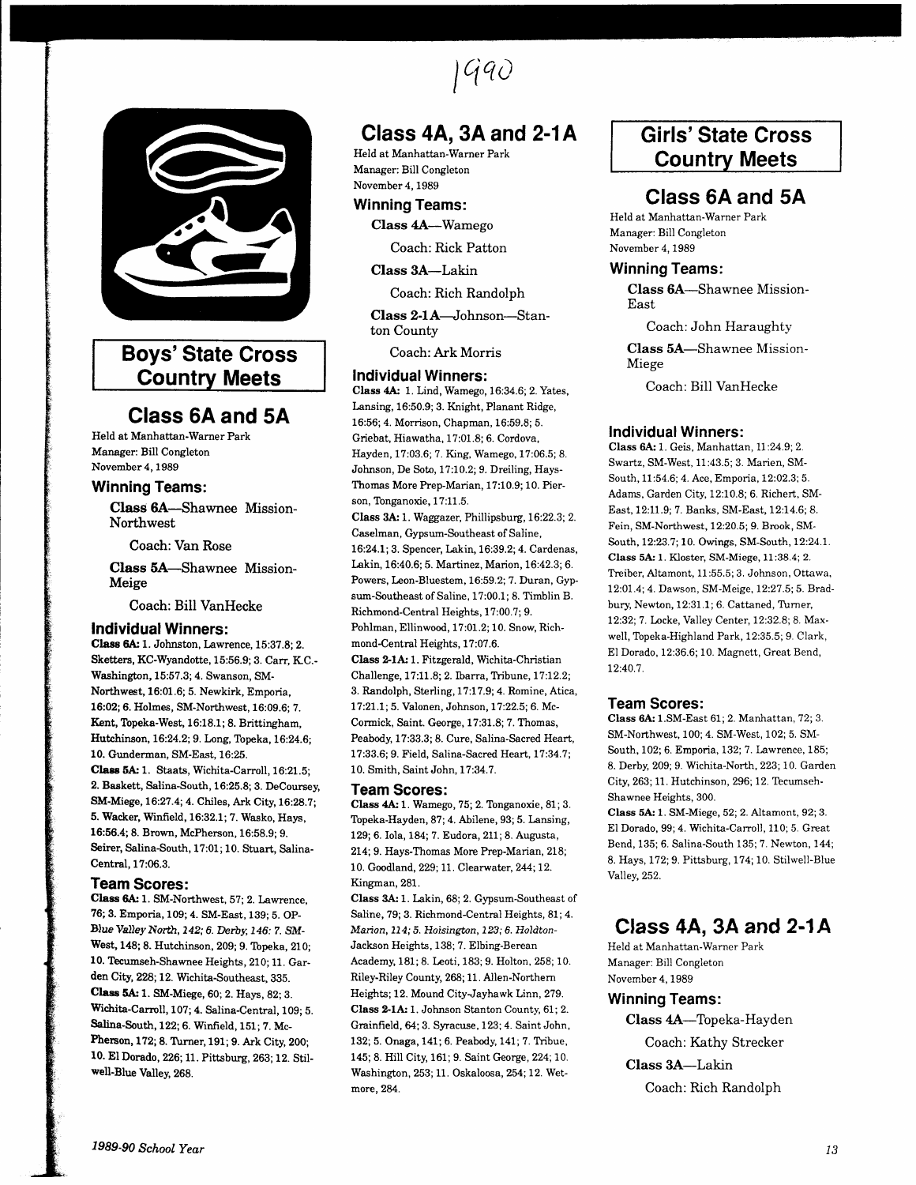1990

## Boys' State Cross Country Meets

### Class 6A and 5A

Held at Manhattan-Warner Park
Manager: Bill Congleton
November 4, 1989

#### Winning Teams:

**Class 6A**—Shawnee Mission-Northwest

Coach: Van Rose

**Class 5A**—Shawnee Mission-Meige

Coach: Bill VanHecke

#### Individual Winners:

**Class 6A:** 1. Johnston, Lawrence, 15:37.8; 2. Sketters, KC-Wyandotte, 15:56.9; 3. Carr, K.C.-Washington, 15:57.3; 4. Swanson, SM-Northwest, 16:01.6; 5. Newkirk, Emporia, 16:02; 6. Holmes, SM-Northwest, 16:09.6; 7. Kent, Topeka-West, 16:18.1; 8. Brittingham, Hutchinson, 16:24.2; 9. Long, Topeka, 16:24.6; 10. Gunderman, SM-East, 16:25.

**Class 5A:** 1. Staats, Wichita-Carroll, 16:21.5; 2. Baskett, Salina-South, 16:25.8; 3. DeCoursey, SM-Miege, 16:27.4; 4. Chiles, Ark City, 16:28.7; 5. Wacker, Winfield, 16:32.1; 7. Wasko, Hays, 16:56.4; 8. Brown, McPherson, 16:58.9; 9. Seirer, Salina-South, 17:01; 10. Stuart, Salina-Central, 17:06.3.

#### Team Scores:

**Class 6A:** 1. SM-Northwest, 57; 2. Lawrence, 76; 3. Emporia, 109; 4. SM-East, 139; 5. OP-Blue Valley North, 142; 6. Derby, 146: 7. SM-West, 148; 8. Hutchinson, 209; 9. Topeka, 210; 10. Tecumseh-Shawnee Heights, 210; 11. Garden City, 228; 12. Wichita-Southeast, 335.

**Class 5A:** 1. SM-Miege, 60; 2. Hays, 82; 3. Wichita-Carroll, 107; 4. Salina-Central, 109; 5. Salina-South, 122; 6. Winfield, 151; 7. McPherson, 172; 8. Turner, 191; 9. Ark City, 200; 10. El Dorado, 226; 11. Pittsburg, 263; 12. Stilwell-Blue Valley, 268.

### Class 4A, 3A and 2-1A

Held at Manhattan-Warner Park
Manager: Bill Congleton
November 4, 1989

#### Winning Teams:

**Class 4A**—Wamego

Coach: Rick Patton

**Class 3A**—Lakin

Coach: Rich Randolph

**Class 2-1A**—Johnson—Stanton County

Coach: Ark Morris

#### Individual Winners:

**Class 4A:** 1. Lind, Wamego, 16:34.6; 2. Yates, Lansing, 16:50.9; 3. Knight, Planant Ridge, 16:56; 4. Morrison, Chapman, 16:59.8; 5. Griebat, Hiawatha, 17:01.8; 6. Cordova, Hayden, 17:03.6; 7. King, Wamego, 17:06.5; 8. Johnson, De Soto, 17:10.2; 9. Dreiling, Hays-Thomas More Prep-Marian, 17:10.9; 10. Pierson, Tonganoxie, 17:11.5.

**Class 3A:** 1. Waggazer, Phillipsburg, 16:22.3; 2. Caselman, Gypsum-Southeast of Saline, 16:24.1; 3. Spencer, Lakin, 16:39.2; 4. Cardenas, Lakin, 16:40.6; 5. Martinez, Marion, 16:42.3; 6. Powers, Leon-Bluestem, 16:59.2; 7. Duran, Gypsum-Southeast of Saline, 17:00.1; 8. Timblin B. Richmond-Central Heights, 17:00.7; 9. Pohlman, Ellinwood, 17:01.2; 10. Snow, Richmond-Central Heights, 17:07.6.

**Class 2-1A:** 1. Fitzgerald, Wichita-Christian Challenge, 17:11.8; 2. Ibarra, Tribune, 17:12.2; 3. Randolph, Sterling, 17:17.9; 4. Romine, Atica, 17:21.1; 5. Valonen, Johnson, 17:22.5; 6. McCormick, Saint. George, 17:31.8; 7. Thomas, Peabody, 17:33.3; 8. Cure, Salina-Sacred Heart, 17:33.6; 9. Field, Salina-Sacred Heart, 17:34.7; 10. Smith, Saint John, 17:34.7.

#### Team Scores:

**Class 4A:** 1. Wamego, 75; 2. Tonganoxie, 81; 3. Topeka-Hayden, 87; 4. Abilene, 93; 5. Lansing, 129; 6. Iola, 184; 7. Eudora, 211; 8. Augusta, 214; 9. Hays-Thomas More Prep-Marian, 218; 10. Goodland, 229; 11. Clearwater, 244; 12. Kingman, 281.

**Class 3A:** 1. Lakin, 68; 2. Gypsum-Southeast of Saline, 79; 3. Richmond-Central Heights, 81; 4. Marion, 114; 5. Hoisington, 123; 6. Holdton-Jackson Heights, 138; 7. Elbing-Berean Academy, 181; 8. Leoti, 183; 9. Holton, 258; 10. Riley-Riley County, 268; 11. Allen-Northern Heights; 12. Mound City-Jayhawk Linn, 279.

**Class 2-1A:** 1. Johnson Stanton County, 61; 2. Grainfield, 64; 3. Syracuse, 123; 4. Saint John, 132; 5. Onaga, 141; 6. Peabody, 141; 7. Tribue, 145; 8. Hill City, 161; 9. Saint George, 224; 10. Washington, 253; 11. Oskaloosa, 254; 12. Wetmore, 284.

## Girls' State Cross Country Meets

### Class 6A and 5A

Held at Manhattan-Warner Park
Manager: Bill Congleton
November 4, 1989

#### Winning Teams:

**Class 6A**—Shawnee Mission-East

Coach: John Haraughty

**Class 5A**—Shawnee Mission-Miege

Coach: Bill VanHecke

#### Individual Winners:

**Class 6A:** 1. Geis, Manhattan, 11:24.9; 2. Swartz, SM-West, 11:43.5; 3. Marien, SM-South, 11:54.6; 4. Ace, Emporia, 12:02.3; 5. Adams, Garden City, 12:10.8; 6. Richert, SM-East, 12:11.9; 7. Banks, SM-East, 12:14.6; 8. Fein, SM-Northwest, 12:20.5; 9. Brook, SM-South, 12:23.7; 10. Owings, SM-South, 12:24.1.

**Class 5A:** 1. Kloster, SM-Miege, 11:38.4; 2. Treiber, Altamont, 11:55.5; 3. Johnson, Ottawa, 12:01.4; 4. Dawson, SM-Meige, 12:27.5; 5. Bradbury, Newton, 12:31.1; 6. Cattaned, Turner, 12:32; 7. Locke, Valley Center, 12:32.8; 8. Maxwell, Topeka-Highland Park, 12:35.5; 9. Clark, El Dorado, 12:36.6; 10. Magnett, Great Bend, 12:40.7.

#### Team Scores:

**Class 6A:** 1.SM-East 61; 2. Manhattan, 72; 3. SM-Northwest, 100; 4. SM-West, 102; 5. SM-South, 102; 6. Emporia, 132; 7. Lawrence, 185; 8. Derby, 209; 9. Wichita-North, 223; 10. Garden City, 263; 11. Hutchinson, 296; 12. Tecumseh-Shawnee Heights, 300.

**Class 5A:** 1. SM-Miege, 52; 2. Altamont, 92; 3. El Dorado, 99; 4. Wichita-Carroll, 110; 5. Great Bend, 135; 6. Salina-South 135; 7. Newton, 144; 8. Hays, 172; 9. Pittsburg, 174; 10. Stilwell-Blue Valley, 252.

### Class 4A, 3A and 2-1A

Held at Manhattan-Warner Park
Manager: Bill Congleton
November 4, 1989

#### Winning Teams:

**Class 4A**—Topeka-Hayden

Coach: Kathy Strecker

**Class 3A**—Lakin

Coach: Rich Randolph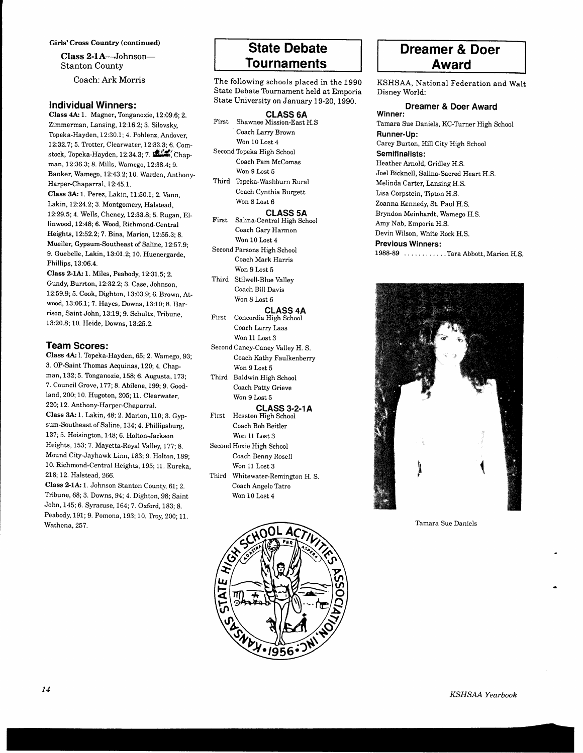**Girls' Cross Country (continued)**

**Class 2-1A**—Johnson—Stanton County

Coach: Ark Morris

### Individual Winners:

**Class 4A:** 1. Magner, Tonganoxie, 12:09.6; 2. Zimmerman, Lansing, 12:16.2; 3. Silovsky, Topeka-Hayden, 12:30.1; 4. Pohlenz, Andover, 12:32.7; 5. Trotter, Clearwater, 12:33.3; 6. Comstock, Topeka-Hayden, 12:34.3; 7. Blake, Chapman, 12:36.3; 8. Mills, Wamego, 12:38.4; 9. Banker, Wamego, 12:43.2; 10. Warden, Anthony-Harper-Chaparral, 12:45.1.

**Class 3A:** 1. Perez, Lakin, 11:50.1; 2. Vann, Lakin, 12:24.2; 3. Montgomery, Halstead, 12:29.5; 4. Wells, Cheney, 12:33.8; 5. Rugan, Ellinwood, 12:48; 6. Wood, Richmond-Central Heights, 12:52.2; 7. Bina, Marion, 12:55.3; 8. Mueller, Gypsum-Southeast of Saline, 12:57.9; 9. Guebelle, Lakin, 13:01.2; 10. Huenergarde, Phillips, 13:06.4.

**Class 2-1A:** 1. Miles, Peabody, 12:31.5; 2. Gundy, Burrton, 12:32.2; 3. Case, Johnson, 12:59.9; 5. Cook, Dighton, 13:03.9; 6. Brown, Atwood, 13:06.1; 7. Hayes, Downs, 13:10; 8. Harrison, Saint John, 13:19; 9. Schultz, Tribune, 13:20.8; 10. Heide, Downs, 13:25.2.

### Team Scores:

**Class 4A:** 1. Topeka-Hayden, 65; 2. Wamego, 93; 3. OP-Saint Thomas Acquinas, 120; 4. Chapman, 132; 5. Tonganozie, 158; 6. Augusta, 173; 7. Council Grove, 177; 8. Abilene, 199; 9. Goodland, 200; 10. Hugoton, 205; 11. Clearwater, 220; 12. Anthony-Harper-Chaparral.

**Class 3A:** 1. Lakin, 48; 2. Marion, 110; 3. Gypsum-Southeast of Saline, 134; 4. Phillipsburg, 137; 5. Hoisington, 148; 6. Holton-Jackson Heights, 153; 7. Mayetta-Royal Valley, 177; 8. Mound City-Jayhawk Linn, 183; 9. Holton, 189; 10. Richmond-Central Heights, 195; 11. Eureka, 218; 12. Halstead, 266.

**Class 2-1A:** 1. Johnson Stanton County, 61; 2. Tribune, 68; 3. Downs, 94; 4. Dighton, 98; Saint John, 145; 6. Syracuse, 164; 7. Oxford, 183; 8. Peabody, 191; 9. Pomona, 193; 10. Troy, 200; 11. Wathena, 257.

## State Debate Tournaments

The following schools placed in the 1990 State Debate Tournament held at Emporia State University on January 19-20, 1990.

### CLASS 6A

First Shawnee Mission-East H.S
Coach Larry Brown
Won 10 Lost 4

Second Topeka High School
Coach Pam McComas
Won 9 Lost 5

Third Topeka-Washburn Rural
Coach Cynthia Burgett
Won 8 Lost 6

### CLASS 5A

First Salina-Central High School
Coach Gary Harmon
Won 10 Lost 4

Second Parsons High School
Coach Mark Harris
Won 9 Lost 5

Third Stilwell-Blue Valley
Coach Bill Davis
Won 8 Lost 6

### CLASS 4A

First Concordia High School
Coach Larry Laas
Won 11 Lost 3

Second Caney-Caney Valley H. S.
Coach Kathy Faulkenberry
Won 9 Lost 5

Third Baldwin High School
Coach Patty Grieve
Won 9 Lost 5

### CLASS 3-2-1A

First Hesston High School
Coach Bob Beitler
Won 11 Lost 3

Second Hoxie High School
Coach Benny Rosell
Won 11 Lost 3

Third Whitewater-Remington H. S.
Coach Angelo Tatro
Won 10 Lost 4

## Dreamer & Doer Award

KSHSAA, National Federation and Walt Disney World:

### Dreamer & Doer Award

**Winner:**
Tamara Sue Daniels, KC-Turner High School

**Runner-Up:**
Carey Burton, Hill City High School

**Semifinalists:**
Heather Arnold, Gridley H.S.
Joel Bicknell, Salina-Sacred Heart H.S.
Melinda Carter, Lansing H.S.
Lisa Corpstein, Tipton H.S.
Zoanna Kennedy, St. Paul H.S.
Bryndon Meinhardt, Wamego H.S.
Amy Nab, Emporia H.S.
Devin Wilson, White Rock H.S.

**Previous Winners:**
1988-89 ............ Tara Abbott, Marion H.S.

Tamara Sue Daniels